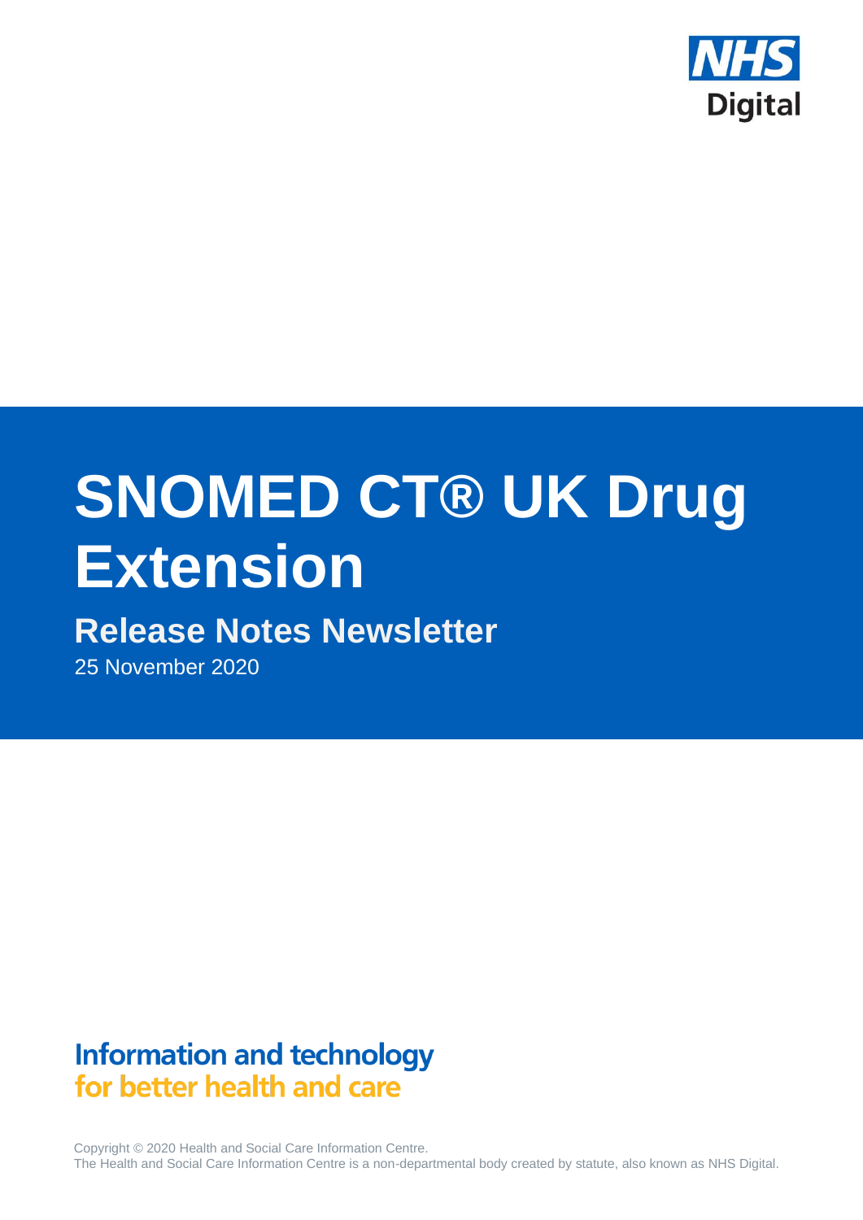NHS Digital

# SNOMED CT® UK Drug Extension

## Release Notes Newsletter

25 November 2020

**Information and technology for better health and care**

Copyright © 2020 Health and Social Care Information Centre.
The Health and Social Care Information Centre is a non-departmental body created by statute, also known as NHS Digital.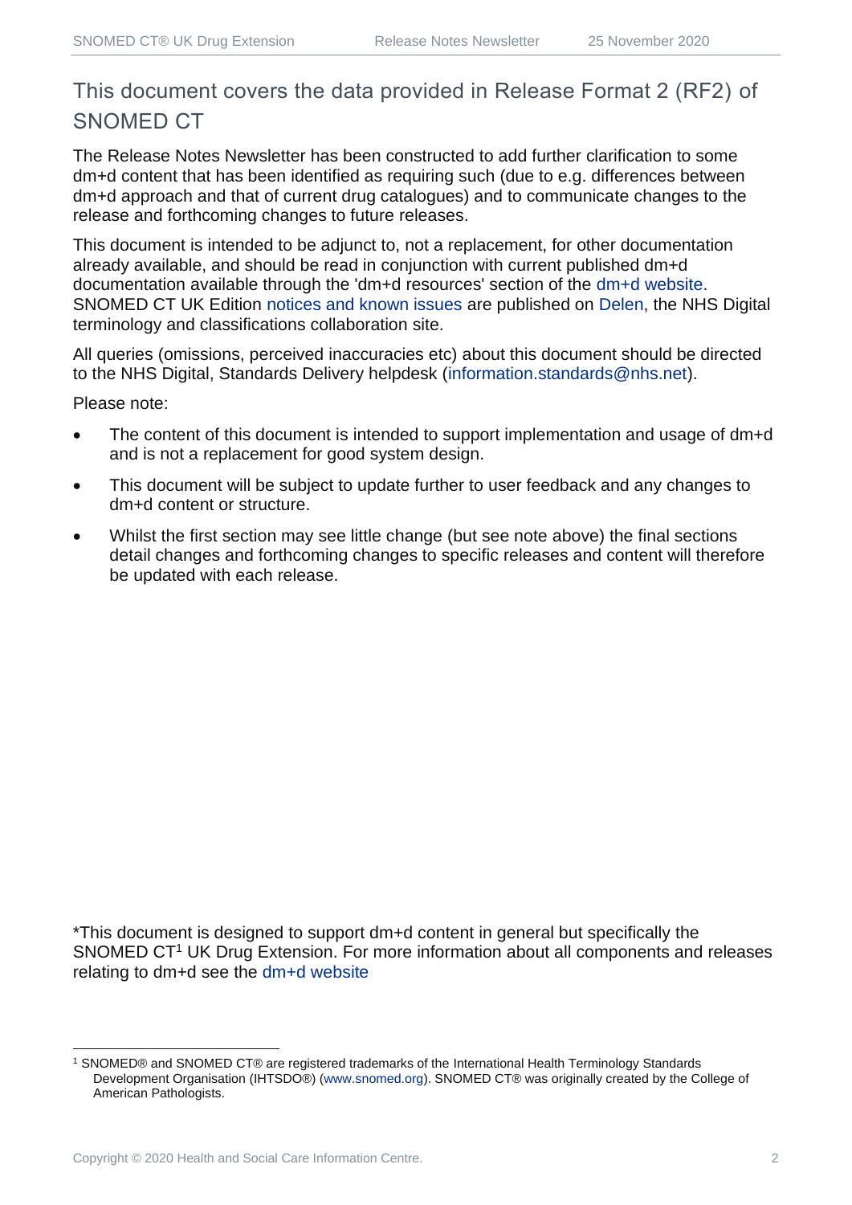## This document covers the data provided in Release Format 2 (RF2) of SNOMED CT

The Release Notes Newsletter has been constructed to add further clarification to some dm+d content that has been identified as requiring such (due to e.g. differences between dm+d approach and that of current drug catalogues) and to communicate changes to the release and forthcoming changes to future releases.

This document is intended to be adjunct to, not a replacement, for other documentation already available, and should be read in conjunction with current published dm+d documentation available through the 'dm+d resources' section of the dm+d website. SNOMED CT UK Edition notices and known issues are published on Delen, the NHS Digital terminology and classifications collaboration site.

All queries (omissions, perceived inaccuracies etc) about this document should be directed to the NHS Digital, Standards Delivery helpdesk (information.standards@nhs.net).

Please note:

- The content of this document is intended to support implementation and usage of dm+d and is not a replacement for good system design.
- This document will be subject to update further to user feedback and any changes to dm+d content or structure.
- Whilst the first section may see little change (but see note above) the final sections detail changes and forthcoming changes to specific releases and content will therefore be updated with each release.

*This document is designed to support dm+d content in general but specifically the SNOMED CT[1] UK Drug Extension. For more information about all components and releases relating to dm+d see the dm+d website

[1] SNOMED® and SNOMED CT® are registered trademarks of the International Health Terminology Standards Development Organisation (IHTSDO®) (www.snomed.org). SNOMED CT® was originally created by the College of American Pathologists.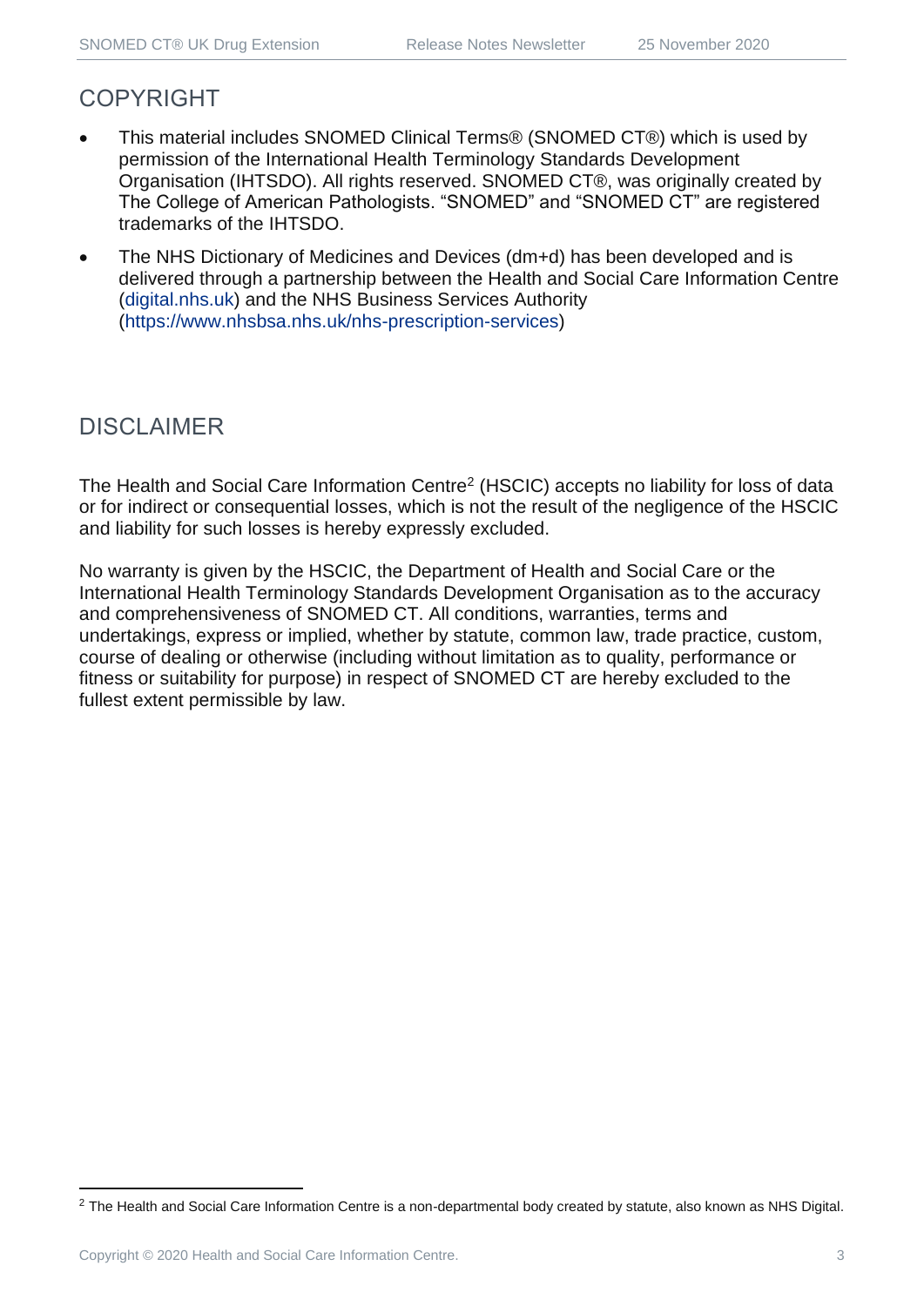## COPYRIGHT

- This material includes SNOMED Clinical Terms® (SNOMED CT®) which is used by permission of the International Health Terminology Standards Development Organisation (IHTSDO). All rights reserved. SNOMED CT®, was originally created by The College of American Pathologists. "SNOMED" and "SNOMED CT" are registered trademarks of the IHTSDO.
- The NHS Dictionary of Medicines and Devices (dm+d) has been developed and is delivered through a partnership between the Health and Social Care Information Centre (digital.nhs.uk) and the NHS Business Services Authority (https://www.nhsbsa.nhs.uk/nhs-prescription-services)

## DISCLAIMER

The Health and Social Care Information Centre[2] (HSCIC) accepts no liability for loss of data or for indirect or consequential losses, which is not the result of the negligence of the HSCIC and liability for such losses is hereby expressly excluded.

No warranty is given by the HSCIC, the Department of Health and Social Care or the International Health Terminology Standards Development Organisation as to the accuracy and comprehensiveness of SNOMED CT. All conditions, warranties, terms and undertakings, express or implied, whether by statute, common law, trade practice, custom, course of dealing or otherwise (including without limitation as to quality, performance or fitness or suitability for purpose) in respect of SNOMED CT are hereby excluded to the fullest extent permissible by law.

[2] The Health and Social Care Information Centre is a non-departmental body created by statute, also known as NHS Digital.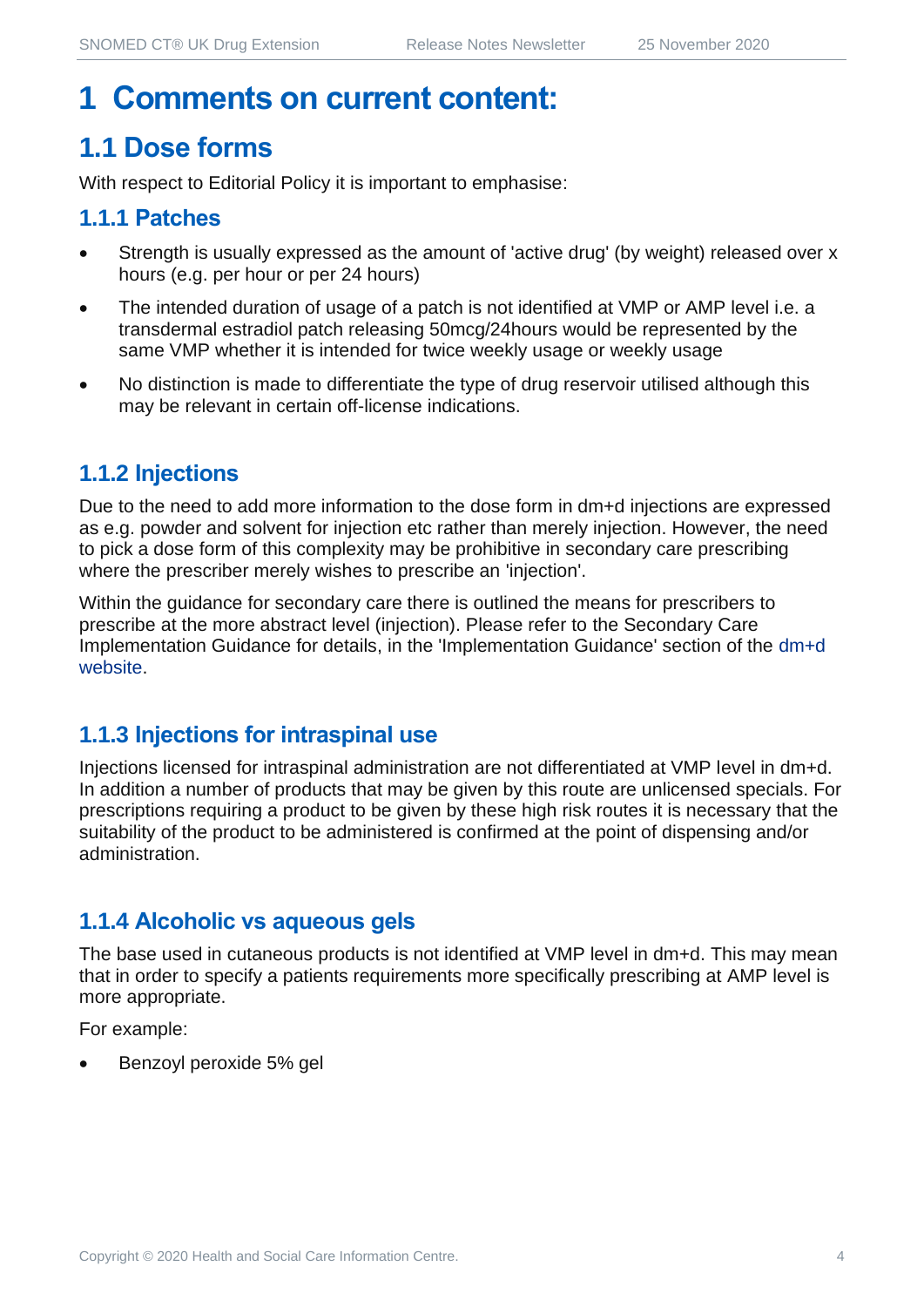# 1 Comments on current content:

## 1.1 Dose forms

With respect to Editorial Policy it is important to emphasise:

### 1.1.1 Patches

- Strength is usually expressed as the amount of 'active drug' (by weight) released over x hours (e.g. per hour or per 24 hours)
- The intended duration of usage of a patch is not identified at VMP or AMP level i.e. a transdermal estradiol patch releasing 50mcg/24hours would be represented by the same VMP whether it is intended for twice weekly usage or weekly usage
- No distinction is made to differentiate the type of drug reservoir utilised although this may be relevant in certain off-license indications.

### 1.1.2 Injections

Due to the need to add more information to the dose form in dm+d injections are expressed as e.g. powder and solvent for injection etc rather than merely injection. However, the need to pick a dose form of this complexity may be prohibitive in secondary care prescribing where the prescriber merely wishes to prescribe an 'injection'.

Within the guidance for secondary care there is outlined the means for prescribers to prescribe at the more abstract level (injection). Please refer to the Secondary Care Implementation Guidance for details, in the 'Implementation Guidance' section of the dm+d website.

### 1.1.3 Injections for intraspinal use

Injections licensed for intraspinal administration are not differentiated at VMP level in dm+d. In addition a number of products that may be given by this route are unlicensed specials. For prescriptions requiring a product to be given by these high risk routes it is necessary that the suitability of the product to be administered is confirmed at the point of dispensing and/or administration.

### 1.1.4 Alcoholic vs aqueous gels

The base used in cutaneous products is not identified at VMP level in dm+d. This may mean that in order to specify a patients requirements more specifically prescribing at AMP level is more appropriate.

For example:

- Benzoyl peroxide 5% gel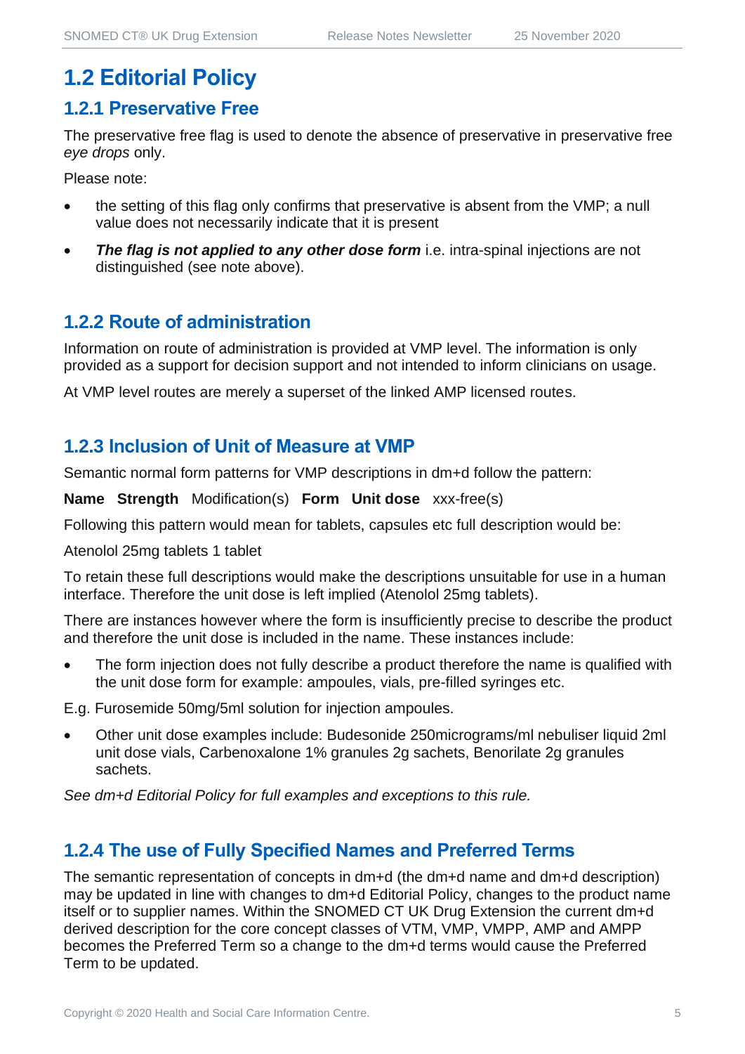## 1.2 Editorial Policy

### 1.2.1 Preservative Free

The preservative free flag is used to denote the absence of preservative in preservative free *eye drops* only.

Please note:

- the setting of this flag only confirms that preservative is absent from the VMP; a null value does not necessarily indicate that it is present
- ***The flag is not applied to any other dose form*** i.e. intra-spinal injections are not distinguished (see note above).

### 1.2.2 Route of administration

Information on route of administration is provided at VMP level. The information is only provided as a support for decision support and not intended to inform clinicians on usage.

At VMP level routes are merely a superset of the linked AMP licensed routes.

### 1.2.3 Inclusion of Unit of Measure at VMP

Semantic normal form patterns for VMP descriptions in dm+d follow the pattern:

**Name Strength** Modification(s) **Form Unit dose** xxx-free(s)

Following this pattern would mean for tablets, capsules etc full description would be:

Atenolol 25mg tablets 1 tablet

To retain these full descriptions would make the descriptions unsuitable for use in a human interface. Therefore the unit dose is left implied (Atenolol 25mg tablets).

There are instances however where the form is insufficiently precise to describe the product and therefore the unit dose is included in the name. These instances include:

- The form injection does not fully describe a product therefore the name is qualified with the unit dose form for example: ampoules, vials, pre-filled syringes etc.

E.g. Furosemide 50mg/5ml solution for injection ampoules.

- Other unit dose examples include: Budesonide 250micrograms/ml nebuliser liquid 2ml unit dose vials, Carbenoxalone 1% granules 2g sachets, Benorilate 2g granules sachets.

*See dm+d Editorial Policy for full examples and exceptions to this rule.*

### 1.2.4 The use of Fully Specified Names and Preferred Terms

The semantic representation of concepts in dm+d (the dm+d name and dm+d description) may be updated in line with changes to dm+d Editorial Policy, changes to the product name itself or to supplier names. Within the SNOMED CT UK Drug Extension the current dm+d derived description for the core concept classes of VTM, VMP, VMPP, AMP and AMPP becomes the Preferred Term so a change to the dm+d terms would cause the Preferred Term to be updated.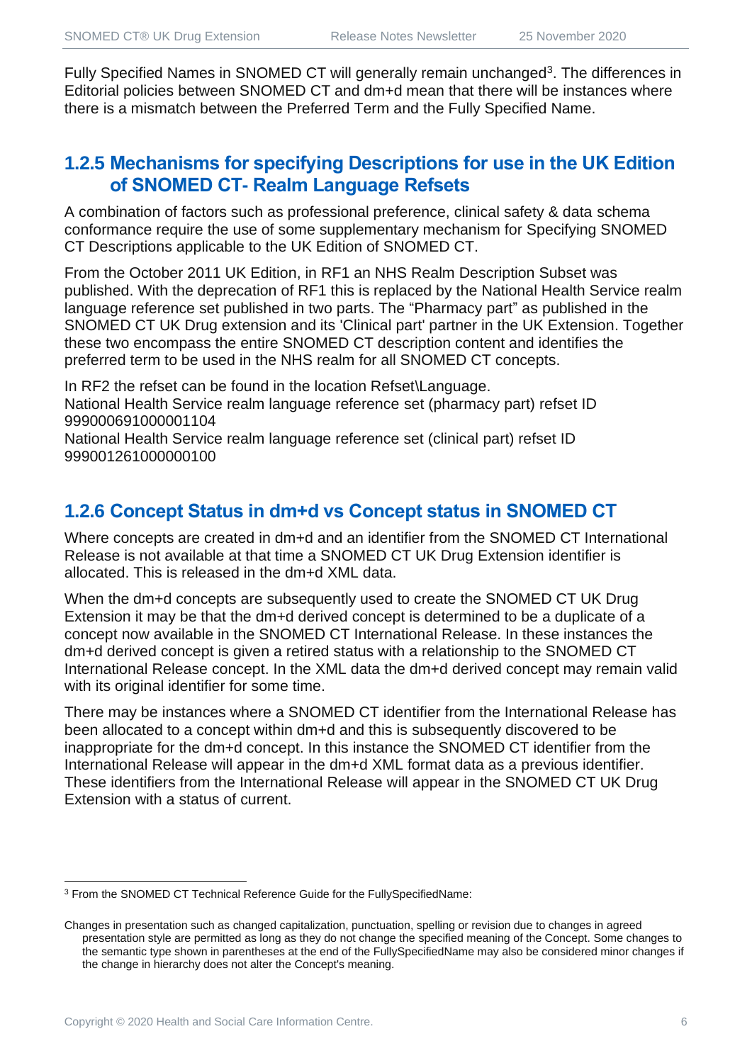Fully Specified Names in SNOMED CT will generally remain unchanged[3]. The differences in Editorial policies between SNOMED CT and dm+d mean that there will be instances where there is a mismatch between the Preferred Term and the Fully Specified Name.

### 1.2.5 Mechanisms for specifying Descriptions for use in the UK Edition of SNOMED CT- Realm Language Refsets

A combination of factors such as professional preference, clinical safety & data schema conformance require the use of some supplementary mechanism for Specifying SNOMED CT Descriptions applicable to the UK Edition of SNOMED CT.

From the October 2011 UK Edition, in RF1 an NHS Realm Description Subset was published. With the deprecation of RF1 this is replaced by the National Health Service realm language reference set published in two parts. The "Pharmacy part" as published in the SNOMED CT UK Drug extension and its 'Clinical part' partner in the UK Extension. Together these two encompass the entire SNOMED CT description content and identifies the preferred term to be used in the NHS realm for all SNOMED CT concepts.

In RF2 the refset can be found in the location Refset\Language.  
National Health Service realm language reference set (pharmacy part) refset ID 999000691000001104  
National Health Service realm language reference set (clinical part) refset ID 999001261000000100

### 1.2.6 Concept Status in dm+d vs Concept status in SNOMED CT

Where concepts are created in dm+d and an identifier from the SNOMED CT International Release is not available at that time a SNOMED CT UK Drug Extension identifier is allocated. This is released in the dm+d XML data.

When the dm+d concepts are subsequently used to create the SNOMED CT UK Drug Extension it may be that the dm+d derived concept is determined to be a duplicate of a concept now available in the SNOMED CT International Release. In these instances the dm+d derived concept is given a retired status with a relationship to the SNOMED CT International Release concept. In the XML data the dm+d derived concept may remain valid with its original identifier for some time.

There may be instances where a SNOMED CT identifier from the International Release has been allocated to a concept within dm+d and this is subsequently discovered to be inappropriate for the dm+d concept. In this instance the SNOMED CT identifier from the International Release will appear in the dm+d XML format data as a previous identifier. These identifiers from the International Release will appear in the SNOMED CT UK Drug Extension with a status of current.

---

[3] From the SNOMED CT Technical Reference Guide for the FullySpecifiedName:

Changes in presentation such as changed capitalization, punctuation, spelling or revision due to changes in agreed presentation style are permitted as long as they do not change the specified meaning of the Concept. Some changes to the semantic type shown in parentheses at the end of the FullySpecifiedName may also be considered minor changes if the change in hierarchy does not alter the Concept's meaning.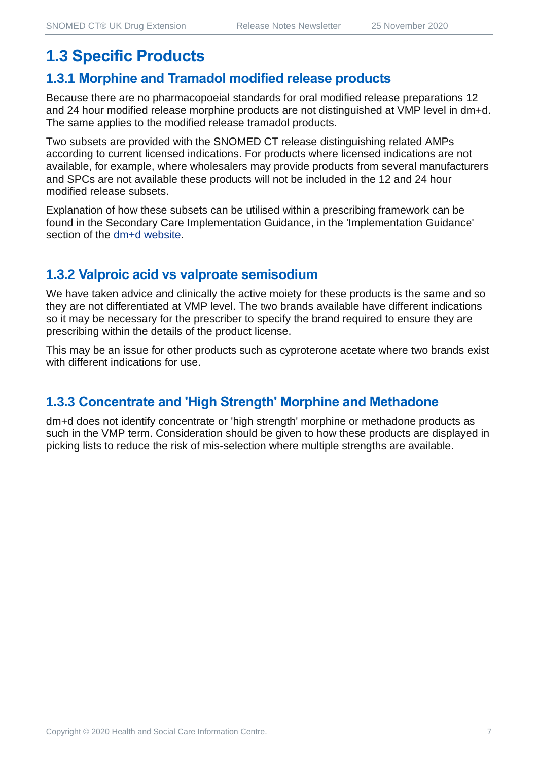## 1.3 Specific Products

### 1.3.1 Morphine and Tramadol modified release products

Because there are no pharmacopoeial standards for oral modified release preparations 12 and 24 hour modified release morphine products are not distinguished at VMP level in dm+d. The same applies to the modified release tramadol products.

Two subsets are provided with the SNOMED CT release distinguishing related AMPs according to current licensed indications. For products where licensed indications are not available, for example, where wholesalers may provide products from several manufacturers and SPCs are not available these products will not be included in the 12 and 24 hour modified release subsets.

Explanation of how these subsets can be utilised within a prescribing framework can be found in the Secondary Care Implementation Guidance, in the 'Implementation Guidance' section of the dm+d website.

### 1.3.2 Valproic acid vs valproate semisodium

We have taken advice and clinically the active moiety for these products is the same and so they are not differentiated at VMP level. The two brands available have different indications so it may be necessary for the prescriber to specify the brand required to ensure they are prescribing within the details of the product license.

This may be an issue for other products such as cyproterone acetate where two brands exist with different indications for use.

### 1.3.3 Concentrate and 'High Strength' Morphine and Methadone

dm+d does not identify concentrate or 'high strength' morphine or methadone products as such in the VMP term. Consideration should be given to how these products are displayed in picking lists to reduce the risk of mis-selection where multiple strengths are available.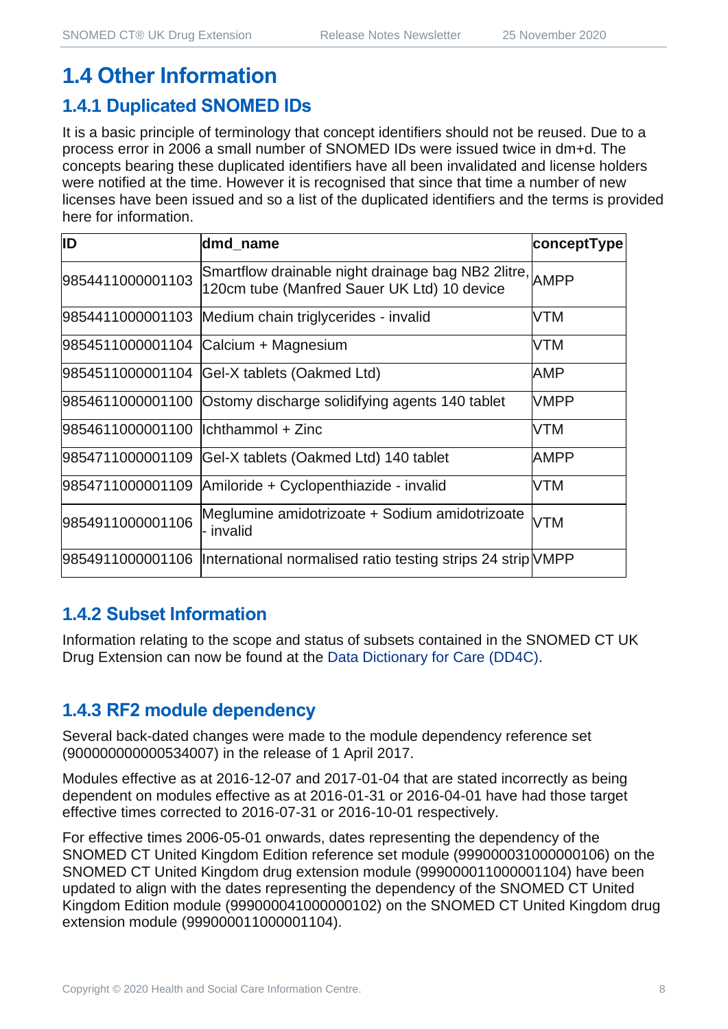# 1.4 Other Information

## 1.4.1 Duplicated SNOMED IDs

It is a basic principle of terminology that concept identifiers should not be reused. Due to a process error in 2006 a small number of SNOMED IDs were issued twice in dm+d. The concepts bearing these duplicated identifiers have all been invalidated and license holders were notified at the time. However it is recognised that since that time a number of new licenses have been issued and so a list of the duplicated identifiers and the terms is provided here for information.

| ID | dmd_name | conceptType |
|---|---|---|
| 9854411000001103 | Smartflow drainable night drainage bag NB2 2litre, 120cm tube (Manfred Sauer UK Ltd) 10 device | AMPP |
| 9854411000001103 | Medium chain triglycerides - invalid | VTM |
| 9854511000001104 | Calcium + Magnesium | VTM |
| 9854511000001104 | Gel-X tablets (Oakmed Ltd) | AMP |
| 9854611000001100 | Ostomy discharge solidifying agents 140 tablet | VMPP |
| 9854611000001100 | Ichthammol + Zinc | VTM |
| 9854711000001109 | Gel-X tablets (Oakmed Ltd) 140 tablet | AMPP |
| 9854711000001109 | Amiloride + Cyclopenthiazide - invalid | VTM |
| 9854911000001106 | Meglumine amidotrizoate + Sodium amidotrizoate - invalid | VTM |
| 9854911000001106 | International normalised ratio testing strips 24 strip | VMPP |

## 1.4.2 Subset Information

Information relating to the scope and status of subsets contained in the SNOMED CT UK Drug Extension can now be found at the Data Dictionary for Care (DD4C).

## 1.4.3 RF2 module dependency

Several back-dated changes were made to the module dependency reference set (900000000000534007) in the release of 1 April 2017.

Modules effective as at 2016-12-07 and 2017-01-04 that are stated incorrectly as being dependent on modules effective as at 2016-01-31 or 2016-04-01 have had those target effective times corrected to 2016-07-31 or 2016-10-01 respectively.

For effective times 2006-05-01 onwards, dates representing the dependency of the SNOMED CT United Kingdom Edition reference set module (999000031000000106) on the SNOMED CT United Kingdom drug extension module (999000011000001104) have been updated to align with the dates representing the dependency of the SNOMED CT United Kingdom Edition module (999000041000000102) on the SNOMED CT United Kingdom drug extension module (999000011000001104).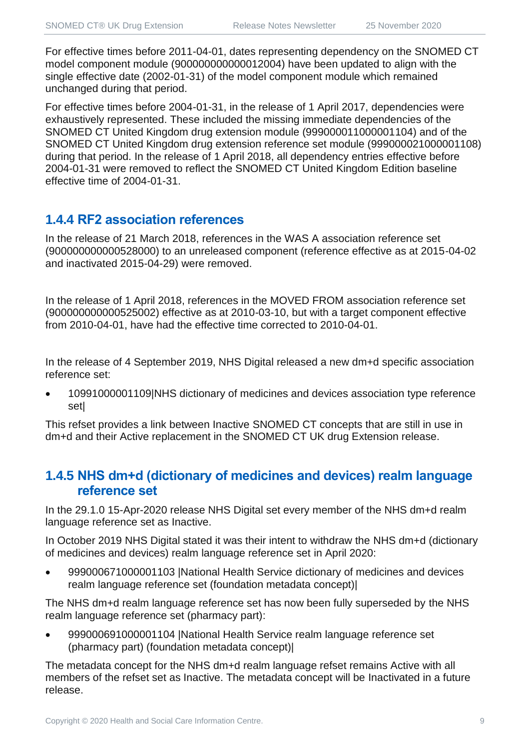For effective times before 2011-04-01, dates representing dependency on the SNOMED CT model component module (900000000000012004) have been updated to align with the single effective date (2002-01-31) of the model component module which remained unchanged during that period.

For effective times before 2004-01-31, in the release of 1 April 2017, dependencies were exhaustively represented. These included the missing immediate dependencies of the SNOMED CT United Kingdom drug extension module (999000011000001104) and of the SNOMED CT United Kingdom drug extension reference set module (999000021000001108) during that period. In the release of 1 April 2018, all dependency entries effective before 2004-01-31 were removed to reflect the SNOMED CT United Kingdom Edition baseline effective time of 2004-01-31.

### 1.4.4 RF2 association references

In the release of 21 March 2018, references in the WAS A association reference set (900000000000528000) to an unreleased component (reference effective as at 2015-04-02 and inactivated 2015-04-29) were removed.

In the release of 1 April 2018, references in the MOVED FROM association reference set (900000000000525002) effective as at 2010-03-10, but with a target component effective from 2010-04-01, have had the effective time corrected to 2010-04-01.

In the release of 4 September 2019, NHS Digital released a new dm+d specific association reference set:

- 10991000001109|NHS dictionary of medicines and devices association type reference set|

This refset provides a link between Inactive SNOMED CT concepts that are still in use in dm+d and their Active replacement in the SNOMED CT UK drug Extension release.

### 1.4.5 NHS dm+d (dictionary of medicines and devices) realm language reference set

In the 29.1.0 15-Apr-2020 release NHS Digital set every member of the NHS dm+d realm language reference set as Inactive.

In October 2019 NHS Digital stated it was their intent to withdraw the NHS dm+d (dictionary of medicines and devices) realm language reference set in April 2020:

- 999000671000001103 |National Health Service dictionary of medicines and devices realm language reference set (foundation metadata concept)|

The NHS dm+d realm language reference set has now been fully superseded by the NHS realm language reference set (pharmacy part):

- 999000691000001104 |National Health Service realm language reference set (pharmacy part) (foundation metadata concept)|

The metadata concept for the NHS dm+d realm language refset remains Active with all members of the refset set as Inactive. The metadata concept will be Inactivated in a future release.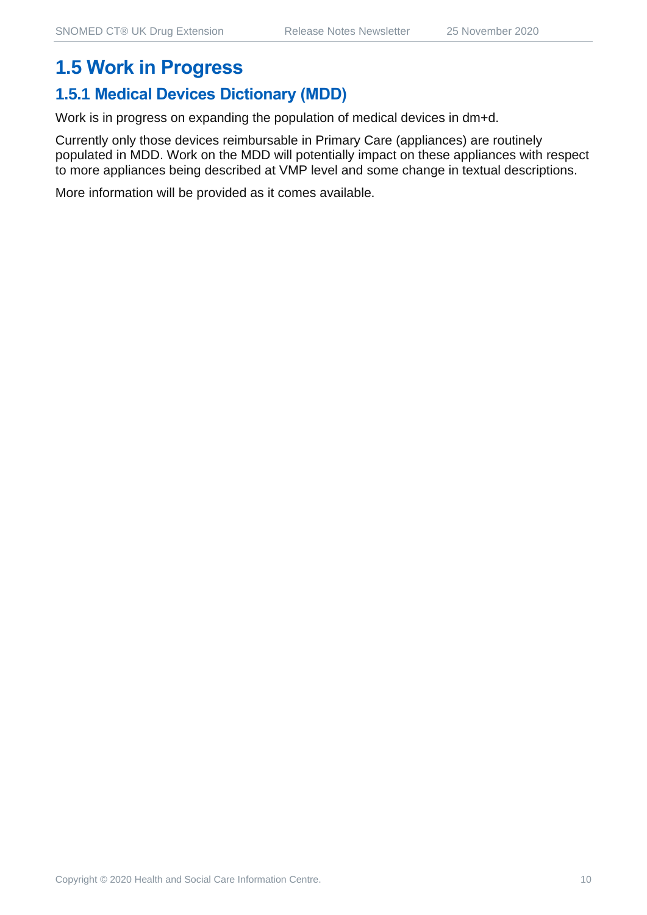# 1.5 Work in Progress

## 1.5.1 Medical Devices Dictionary (MDD)

Work is in progress on expanding the population of medical devices in dm+d.

Currently only those devices reimbursable in Primary Care (appliances) are routinely populated in MDD. Work on the MDD will potentially impact on these appliances with respect to more appliances being described at VMP level and some change in textual descriptions.

More information will be provided as it comes available.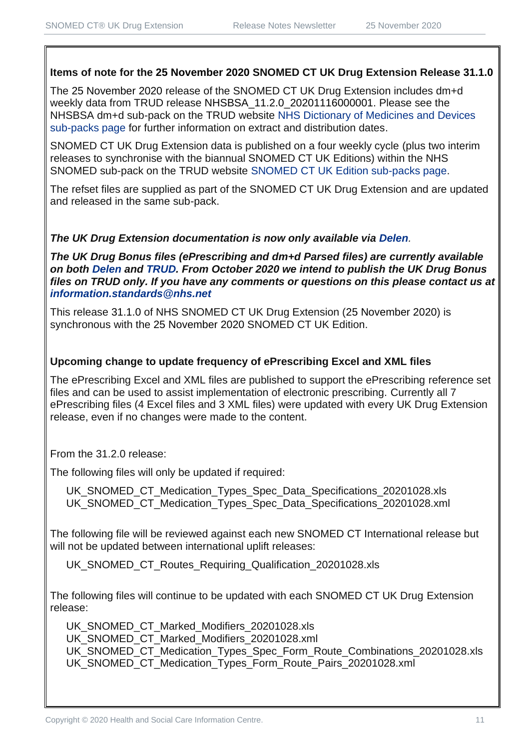**Items of note for the 25 November 2020 SNOMED CT UK Drug Extension Release 31.1.0**

The 25 November 2020 release of the SNOMED CT UK Drug Extension includes dm+d weekly data from TRUD release NHSBSA_11.2.0_20201116000001. Please see the NHSBSA dm+d sub-pack on the TRUD website NHS Dictionary of Medicines and Devices sub-packs page for further information on extract and distribution dates.

SNOMED CT UK Drug Extension data is published on a four weekly cycle (plus two interim releases to synchronise with the biannual SNOMED CT UK Editions) within the NHS SNOMED sub-pack on the TRUD website SNOMED CT UK Edition sub-packs page.

The refset files are supplied as part of the SNOMED CT UK Drug Extension and are updated and released in the same sub-pack.

***The UK Drug Extension documentation is now only available via Delen.***

***The UK Drug Bonus files (ePrescribing and dm+d Parsed files) are currently available on both Delen and TRUD. From October 2020 we intend to publish the UK Drug Bonus files on TRUD only. If you have any comments or questions on this please contact us at information.standards@nhs.net***

This release 31.1.0 of NHS SNOMED CT UK Drug Extension (25 November 2020) is synchronous with the 25 November 2020 SNOMED CT UK Edition.

**Upcoming change to update frequency of ePrescribing Excel and XML files**

The ePrescribing Excel and XML files are published to support the ePrescribing reference set files and can be used to assist implementation of electronic prescribing. Currently all 7 ePrescribing files (4 Excel files and 3 XML files) were updated with every UK Drug Extension release, even if no changes were made to the content.

From the 31.2.0 release:

The following files will only be updated if required:

UK_SNOMED_CT_Medication_Types_Spec_Data_Specifications_20201028.xls
UK_SNOMED_CT_Medication_Types_Spec_Data_Specifications_20201028.xml

The following file will be reviewed against each new SNOMED CT International release but will not be updated between international uplift releases:

UK_SNOMED_CT_Routes_Requiring_Qualification_20201028.xls

The following files will continue to be updated with each SNOMED CT UK Drug Extension release:

UK_SNOMED_CT_Marked_Modifiers_20201028.xls
UK_SNOMED_CT_Marked_Modifiers_20201028.xml
UK_SNOMED_CT_Medication_Types_Spec_Form_Route_Combinations_20201028.xls
UK_SNOMED_CT_Medication_Types_Form_Route_Pairs_20201028.xml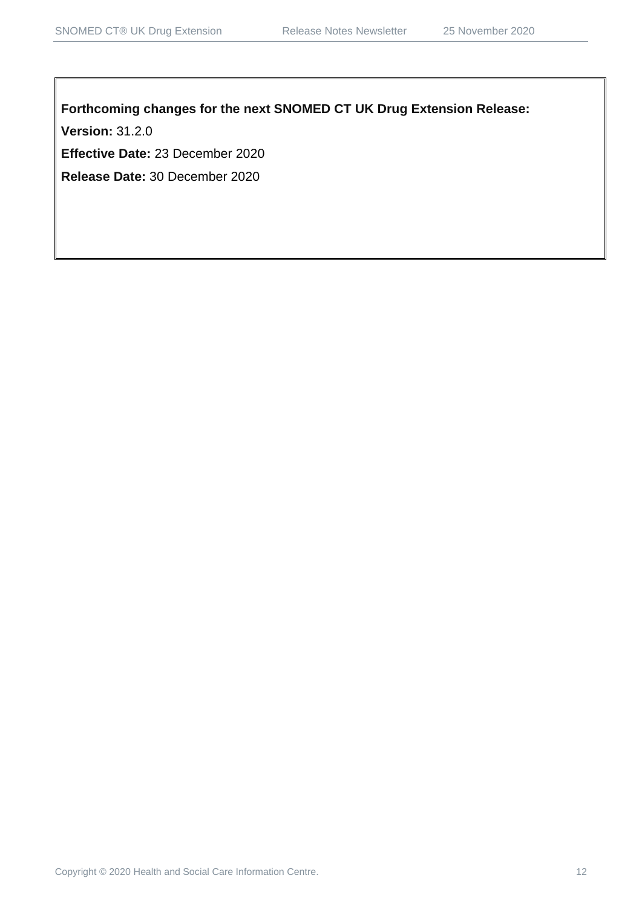**Forthcoming changes for the next SNOMED CT UK Drug Extension Release:**

**Version:** 31.2.0

**Effective Date:** 23 December 2020

**Release Date:** 30 December 2020